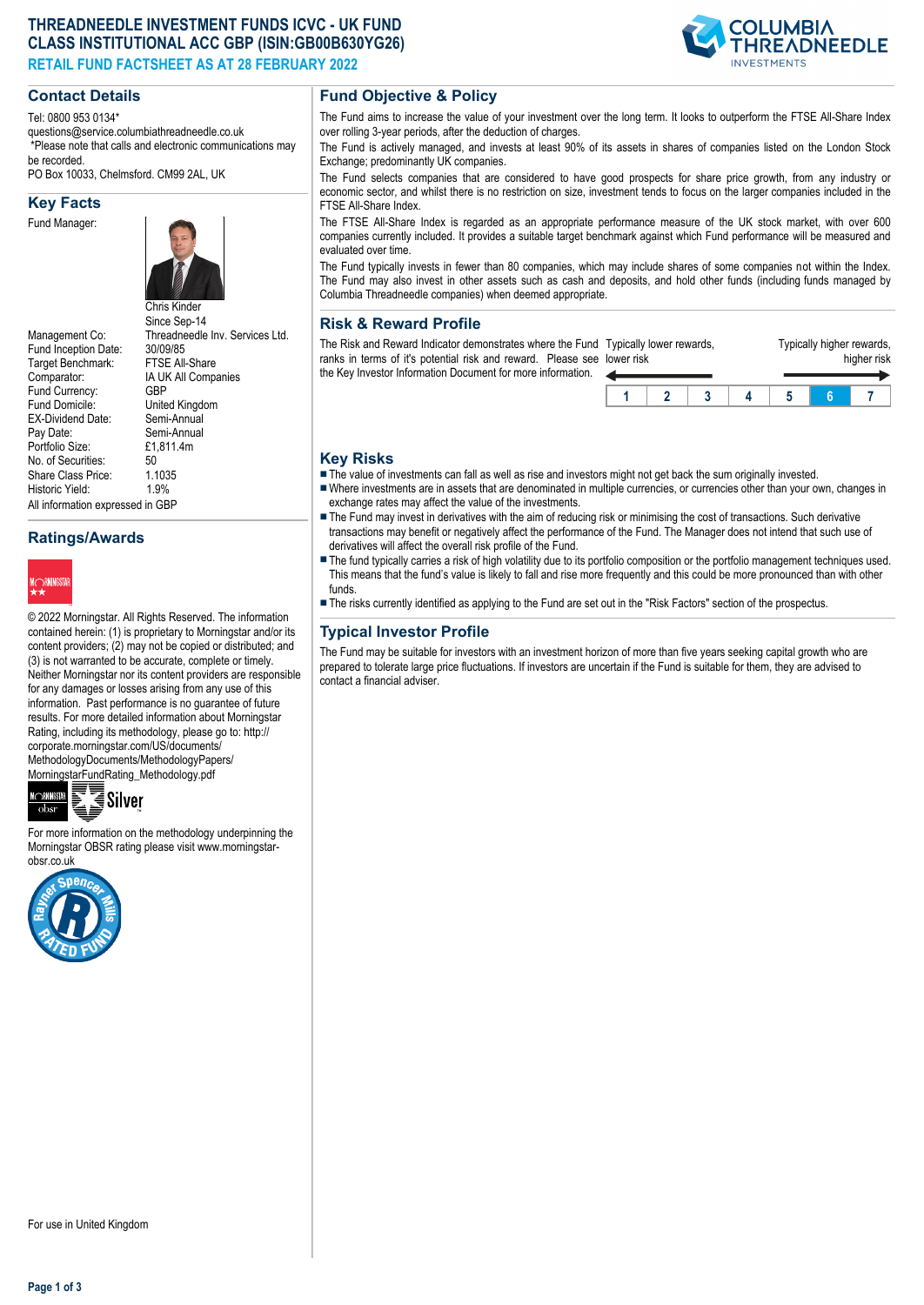# THREADNEEDLE INVESTMENT FUNDS ICVC - UK FUND CLASS INSTITUTIONAL ACC GBP (ISIN:GB00B630YG26)

**RETAIL FUND FACTSHEET AS AT 28 FEBRUARY 2022**

## Contact Details

Tel: 0800 953 0134*
questions@service.columbiathreadneedle.co.uk
*Please note that calls and electronic communications may be recorded.
PO Box 10033, Chelmsford. CM99 2AL, UK

## Key Facts

| | |
|---|---|
| Fund Manager: | Chris Kinder<br>Since Sep-14 |
| Management Co: | Threadneedle Inv. Services Ltd. |
| Fund Inception Date: | 30/09/85 |
| Target Benchmark: | FTSE All-Share |
| Comparator: | IA UK All Companies |
| Fund Currency: | GBP |
| Fund Domicile: | United Kingdom |
| EX-Dividend Date: | Semi-Annual |
| Pay Date: | Semi-Annual |
| Portfolio Size: | £1,811.4m |
| No. of Securities: | 50 |
| Share Class Price: | 1.1035 |
| Historic Yield: | 1.9% |

All information expressed in GBP

## Ratings/Awards

© 2022 Morningstar. All Rights Reserved. The information contained herein: (1) is proprietary to Morningstar and/or its content providers; (2) may not be copied or distributed; and (3) is not warranted to be accurate, complete or timely. Neither Morningstar nor its content providers are responsible for any damages or losses arising from any use of this information. Past performance is no guarantee of future results. For more detailed information about Morningstar Rating, including its methodology, please go to: http://corporate.morningstar.com/US/documents/MethodologyDocuments/MethodologyPapers/MorningstarFundRating_Methodology.pdf

Silver

For more information on the methodology underpinning the Morningstar OBSR rating please visit www.morningstar-obsr.co.uk

For use in United Kingdom

## Fund Objective & Policy

The Fund aims to increase the value of your investment over the long term. It looks to outperform the FTSE All-Share Index over rolling 3-year periods, after the deduction of charges.

The Fund is actively managed, and invests at least 90% of its assets in shares of companies listed on the London Stock Exchange; predominantly UK companies.

The Fund selects companies that are considered to have good prospects for share price growth, from any industry or economic sector, and whilst there is no restriction on size, investment tends to focus on the larger companies included in the FTSE All-Share Index.

The FTSE All-Share Index is regarded as an appropriate performance measure of the UK stock market, with over 600 companies currently included. It provides a suitable target benchmark against which Fund performance will be measured and evaluated over time.

The Fund typically invests in fewer than 80 companies, which may include shares of some companies not within the Index. The Fund may also invest in other assets such as cash and deposits, and hold other funds (including funds managed by Columbia Threadneedle companies) when deemed appropriate.

## Risk & Reward Profile

The Risk and Reward Indicator demonstrates where the Fund ranks in terms of it's potential risk and reward. Please see the Key Investor Information Document for more information.

Typically lower rewards, lower risk — Typically higher rewards, higher risk

| 1 | 2 | 3 | 4 | 5 | 6 | 7 |
|---|---|---|---|---|---|---|

(Indicator: 6)

## Key Risks

- The value of investments can fall as well as rise and investors might not get back the sum originally invested.
- Where investments are in assets that are denominated in multiple currencies, or currencies other than your own, changes in exchange rates may affect the value of the investments.
- The Fund may invest in derivatives with the aim of reducing risk or minimising the cost of transactions. Such derivative transactions may benefit or negatively affect the performance of the Fund. The Manager does not intend that such use of derivatives will affect the overall risk profile of the Fund.
- The fund typically carries a risk of high volatility due to its portfolio composition or the portfolio management techniques used. This means that the fund's value is likely to fall and rise more frequently and this could be more pronounced than with other funds.
- The risks currently identified as applying to the Fund are set out in the "Risk Factors" section of the prospectus.

## Typical Investor Profile

The Fund may be suitable for investors with an investment horizon of more than five years seeking capital growth who are prepared to tolerate large price fluctuations. If investors are uncertain if the Fund is suitable for them, they are advised to contact a financial adviser.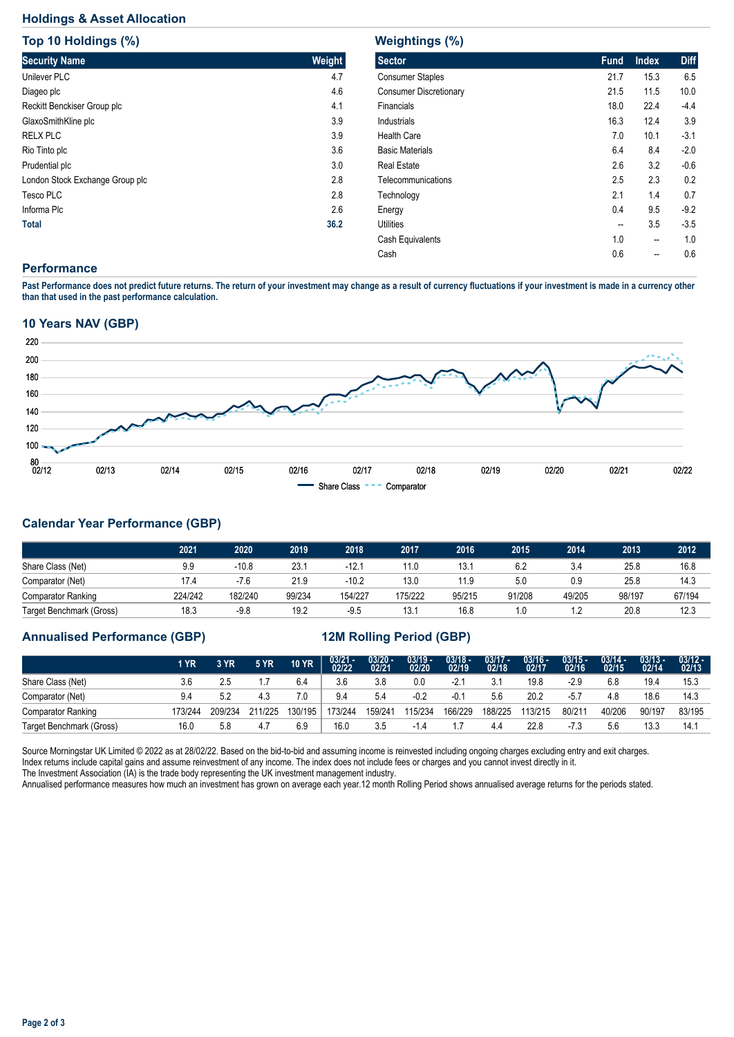## Holdings & Asset Allocation

### Top 10 Holdings (%)

| Security Name | Weight |
|---|---|
| Unilever PLC | 4.7 |
| Diageo plc | 4.6 |
| Reckitt Benckiser Group plc | 4.1 |
| GlaxoSmithKline plc | 3.9 |
| RELX PLC | 3.9 |
| Rio Tinto plc | 3.6 |
| Prudential plc | 3.0 |
| London Stock Exchange Group plc | 2.8 |
| Tesco PLC | 2.8 |
| Informa Plc | 2.6 |
| **Total** | **36.2** |

### Weightings (%)

| Sector | Fund | Index | Diff |
|---|---|---|---|
| Consumer Staples | 21.7 | 15.3 | 6.5 |
| Consumer Discretionary | 21.5 | 11.5 | 10.0 |
| Financials | 18.0 | 22.4 | -4.4 |
| Industrials | 16.3 | 12.4 | 3.9 |
| Health Care | 7.0 | 10.1 | -3.1 |
| Basic Materials | 6.4 | 8.4 | -2.0 |
| Real Estate | 2.6 | 3.2 | -0.6 |
| Telecommunications | 2.5 | 2.3 | 0.2 |
| Technology | 2.1 | 1.4 | 0.7 |
| Energy | 0.4 | 9.5 | -9.2 |
| Utilities | -- | 3.5 | -3.5 |
| Cash Equivalents | 1.0 | -- | 1.0 |
| Cash | 0.6 | -- | 0.6 |

## Performance

**Past Performance does not predict future returns. The return of your investment may change as a result of currency fluctuations if your investment is made in a currency other than that used in the past performance calculation.**

### 10 Years NAV (GBP)

220
200
180
160
140
120
100
80
02/12 02/13 02/14 02/15 02/16 02/17 02/18 02/19 02/20 02/21 02/22
Share Class Comparator

### Calendar Year Performance (GBP)

| | 2021 | 2020 | 2019 | 2018 | 2017 | 2016 | 2015 | 2014 | 2013 | 2012 |
|---|---|---|---|---|---|---|---|---|---|---|
| Share Class (Net) | 9.9 | -10.8 | 23.1 | -12.1 | 11.0 | 13.1 | 6.2 | 3.4 | 25.8 | 16.8 |
| Comparator (Net) | 17.4 | -7.6 | 21.9 | -10.2 | 13.0 | 11.9 | 5.0 | 0.9 | 25.8 | 14.3 |
| Comparator Ranking | 224/242 | 182/240 | 99/234 | 154/227 | 175/222 | 95/215 | 91/208 | 49/205 | 98/197 | 67/194 |
| Target Benchmark (Gross) | 18.3 | -9.8 | 19.2 | -9.5 | 13.1 | 16.8 | 1.0 | 1.2 | 20.8 | 12.3 |

### Annualised Performance (GBP) / 12M Rolling Period (GBP)

| | 1 YR | 3 YR | 5 YR | 10 YR | 03/21 - 02/22 | 03/20 - 02/21 | 03/19 - 02/20 | 03/18 - 02/19 | 03/17 - 02/18 | 03/16 - 02/17 | 03/15 - 02/16 | 03/14 - 02/15 | 03/13 - 02/14 | 03/12 - 02/13 |
|---|---|---|---|---|---|---|---|---|---|---|---|---|---|---|
| Share Class (Net) | 3.6 | 2.5 | 1.7 | 6.4 | 3.6 | 3.8 | 0.0 | -2.1 | 3.1 | 19.8 | -2.9 | 6.8 | 19.4 | 15.3 |
| Comparator (Net) | 9.4 | 5.2 | 4.3 | 7.0 | 9.4 | 5.4 | -0.2 | -0.1 | 5.6 | 20.2 | -5.7 | 4.8 | 18.6 | 14.3 |
| Comparator Ranking | 173/244 | 209/234 | 211/225 | 130/195 | 173/244 | 159/241 | 115/234 | 166/229 | 188/225 | 113/215 | 80/211 | 40/206 | 90/197 | 83/195 |
| Target Benchmark (Gross) | 16.0 | 5.8 | 4.7 | 6.9 | 16.0 | 3.5 | -1.4 | 1.7 | 4.4 | 22.8 | -7.3 | 5.6 | 13.3 | 14.1 |

Source Morningstar UK Limited © 2022 as at 28/02/22. Based on the bid-to-bid and assuming income is reinvested including ongoing charges excluding entry and exit charges.
Index returns include capital gains and assume reinvestment of any income. The index does not include fees or charges and you cannot invest directly in it.
The Investment Association (IA) is the trade body representing the UK investment management industry.
Annualised performance measures how much an investment has grown on average each year.12 month Rolling Period shows annualised average returns for the periods stated.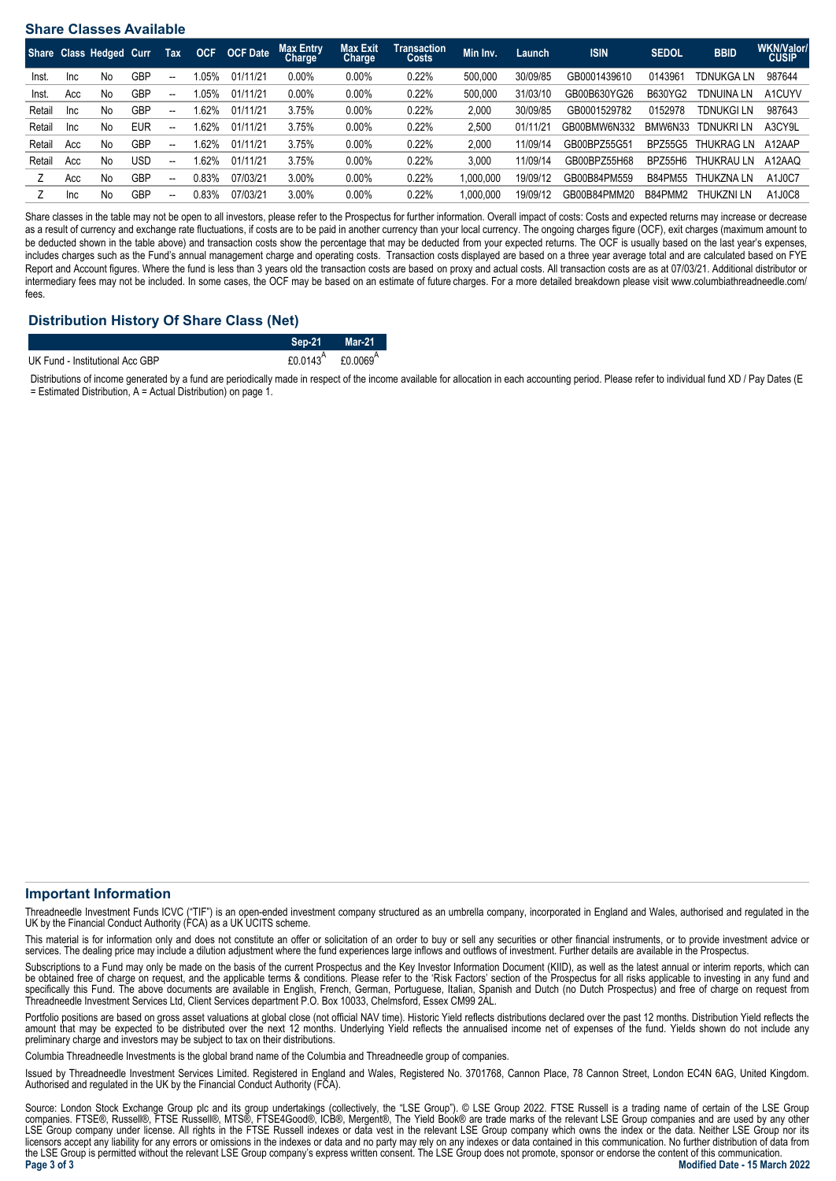## Share Classes Available

| Share | Class | Hedged | Curr | Tax | OCF | OCF Date | Max Entry Charge | Max Exit Charge | Transaction Costs | Min Inv. | Launch | ISIN | SEDOL | BBID | WKN/Valor/ CUSIP |
|---|---|---|---|---|---|---|---|---|---|---|---|---|---|---|---|
| Inst. | Inc | No | GBP | -- | 1.05% | 01/11/21 | 0.00% | 0.00% | 0.22% | 500,000 | 30/09/85 | GB0001439610 | 0143961 | TDNUKGA LN | 987644 |
| Inst. | Acc | No | GBP | -- | 1.05% | 01/11/21 | 0.00% | 0.00% | 0.22% | 500,000 | 31/03/10 | GB00B630YG26 | B630YG2 | TDNUINA LN | A1CUYV |
| Retail | Inc | No | GBP | -- | 1.62% | 01/11/21 | 3.75% | 0.00% | 0.22% | 2,000 | 30/09/85 | GB0001529782 | 0152978 | TDNUKGI LN | 987643 |
| Retail | Inc | No | EUR | -- | 1.62% | 01/11/21 | 3.75% | 0.00% | 0.22% | 2,500 | 01/11/21 | GB00BMW6N332 | BMW6N33 | TDNUKRI LN | A3CY9L |
| Retail | Acc | No | GBP | -- | 1.62% | 01/11/21 | 3.75% | 0.00% | 0.22% | 2,000 | 11/09/14 | GB00BPZ55G51 | BPZ55G5 | THUKRAG LN | A12AAP |
| Retail | Acc | No | USD | -- | 1.62% | 01/11/21 | 3.75% | 0.00% | 0.22% | 3,000 | 11/09/14 | GB00BPZ55H68 | BPZ55H6 | THUKRAU LN | A12AAQ |
| Z | Acc | No | GBP | -- | 0.83% | 07/03/21 | 3.00% | 0.00% | 0.22% | 1,000,000 | 19/09/12 | GB00B84PM559 | B84PM55 | THUKZNA LN | A1J0C7 |
| Z | Inc | No | GBP | -- | 0.83% | 07/03/21 | 3.00% | 0.00% | 0.22% | 1,000,000 | 19/09/12 | GB00B84PMM20 | B84PMM2 | THUKZNI LN | A1J0C8 |

Share classes in the table may not be open to all investors, please refer to the Prospectus for further information. Overall impact of costs: Costs and expected returns may increase or decrease as a result of currency and exchange rate fluctuations, if costs are to be paid in another currency than your local currency. The ongoing charges figure (OCF), exit charges (maximum amount to be deducted shown in the table above) and transaction costs show the percentage that may be deducted from your expected returns. The OCF is usually based on the last year's expenses, includes charges such as the Fund's annual management charge and operating costs. Transaction costs displayed are based on a three year average total and are calculated based on FYE Report and Account figures. Where the fund is less than 3 years old the transaction costs are based on proxy and actual costs. All transaction costs are as at 07/03/21. Additional distributor or intermediary fees may not be included. In some cases, the OCF may be based on an estimate of future charges. For a more detailed breakdown please visit www.columbiathreadneedle.com/fees.

## Distribution History Of Share Class (Net)

| | Sep-21 | Mar-21 |
|---|---|---|
| UK Fund - Institutional Acc GBP | £0.0143[A] | £0.0069[A] |

Distributions of income generated by a fund are periodically made in respect of the income available for allocation in each accounting period. Please refer to individual fund XD / Pay Dates (E = Estimated Distribution, A = Actual Distribution) on page 1.

## Important Information

Threadneedle Investment Funds ICVC ("TIF") is an open-ended investment company structured as an umbrella company, incorporated in England and Wales, authorised and regulated in the UK by the Financial Conduct Authority (FCA) as a UK UCITS scheme.

This material is for information only and does not constitute an offer or solicitation of an order to buy or sell any securities or other financial instruments, or to provide investment advice or services. The dealing price may include a dilution adjustment where the fund experiences large inflows and outflows of investment. Further details are available in the Prospectus.

Subscriptions to a Fund may only be made on the basis of the current Prospectus and the Key Investor Information Document (KIID), as well as the latest annual or interim reports, which can be obtained free of charge on request, and the applicable terms & conditions. Please refer to the 'Risk Factors' section of the Prospectus for all risks applicable to investing in any fund and specifically this Fund. The above documents are available in English, French, German, Portuguese, Italian, Spanish and Dutch (no Dutch Prospectus) and free of charge on request from Threadneedle Investment Services Ltd, Client Services department P.O. Box 10033, Chelmsford, Essex CM99 2AL.

Portfolio positions are based on gross asset valuations at global close (not official NAV time). Historic Yield reflects distributions declared over the past 12 months. Distribution Yield reflects the amount that may be expected to be distributed over the next 12 months. Underlying Yield reflects the annualised income net of expenses of the fund. Yields shown do not include any preliminary charge and investors may be subject to tax on their distributions.

Columbia Threadneedle Investments is the global brand name of the Columbia and Threadneedle group of companies.

Issued by Threadneedle Investment Services Limited. Registered in England and Wales, Registered No. 3701768, Cannon Place, 78 Cannon Street, London EC4N 6AG, United Kingdom. Authorised and regulated in the UK by the Financial Conduct Authority (FCA).

Source: London Stock Exchange Group plc and its group undertakings (collectively, the "LSE Group"). © LSE Group 2022. FTSE Russell is a trading name of certain of the LSE Group companies. FTSE®, Russell®, FTSE Russell®, MTS®, FTSE4Good®, ICB®, Mergent®, The Yield Book® are trade marks of the relevant LSE Group companies and are used by any other LSE Group company under license. All rights in the FTSE Russell indexes or data vest in the relevant LSE Group company which owns the index or the data. Neither LSE Group nor its licensors accept any liability for any errors or omissions in the indexes or data and no party may rely on any indexes or data contained in this communication. No further distribution of data from the LSE Group is permitted without the relevant LSE Group company's express written consent. The LSE Group does not promote, sponsor or endorse the content of this communication.

**Modified Date - 15 March 2022**